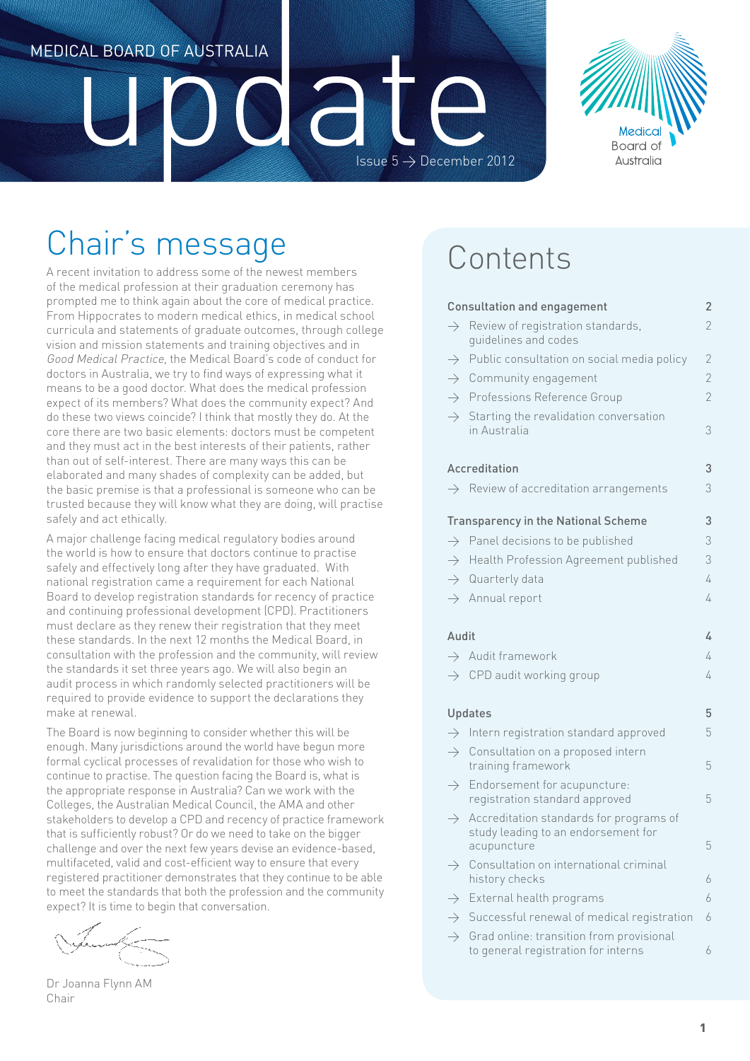MEDICAL BOARD OF AUSTRALIA

# update

Issue 5 → December 2012

Medical Board of Australia

## Chair's message

A recent invitation to address some of the newest members of the medical profession at their graduation ceremony has prompted me to think again about the core of medical practice. From Hippocrates to modern medical ethics, in medical school curricula and statements of graduate outcomes, through college vision and mission statements and training objectives and in *Good Medical Practice*, the Medical Board's code of conduct for doctors in Australia, we try to find ways of expressing what it means to be a good doctor. What does the medical profession expect of its members? What does the community expect? And do these two views coincide? I think that mostly they do. At the core there are two basic elements: doctors must be competent and they must act in the best interests of their patients, rather than out of self-interest. There are many ways this can be elaborated and many shades of complexity can be added, but the basic premise is that a professional is someone who can be trusted because they will know what they are doing, will practise safely and act ethically.

A major challenge facing medical regulatory bodies around the world is how to ensure that doctors continue to practise safely and effectively long after they have graduated. With national registration came a requirement for each National Board to develop registration standards for recency of practice and continuing professional development (CPD). Practitioners must declare as they renew their registration that they meet these standards. In the next 12 months the Medical Board, in consultation with the profession and the community, will review the standards it set three years ago. We will also begin an audit process in which randomly selected practitioners will be required to provide evidence to support the declarations they make at renewal.

The Board is now beginning to consider whether this will be enough. Many jurisdictions around the world have begun more formal cyclical processes of revalidation for those who wish to continue to practise. The question facing the Board is, what is the appropriate response in Australia? Can we work with the Colleges, the Australian Medical Council, the AMA and other stakeholders to develop a CPD and recency of practice framework that is sufficiently robust? Or do we need to take on the bigger challenge and over the next few years devise an evidence-based, multifaceted, valid and cost-efficient way to ensure that every registered practitioner demonstrates that they continue to be able to meet the standards that both the profession and the community expect? It is time to begin that conversation.

Dr Joanna Flynn AM
Chair

## Contents

| | |
|---|---|
| **Consultation and engagement** | **2** |
| → Review of registration standards, guidelines and codes | 2 |
| → Public consultation on social media policy | 2 |
| → Community engagement | 2 |
| → Professions Reference Group | 2 |
| → Starting the revalidation conversation in Australia | 3 |
| **Accreditation** | **3** |
| → Review of accreditation arrangements | 3 |
| **Transparency in the National Scheme** | **3** |
| → Panel decisions to be published | 3 |
| → Health Profession Agreement published | 3 |
| → Quarterly data | 4 |
| → Annual report | 4 |
| **Audit** | **4** |
| → Audit framework | 4 |
| → CPD audit working group | 4 |
| **Updates** | **5** |
| → Intern registration standard approved | 5 |
| → Consultation on a proposed intern training framework | 5 |
| → Endorsement for acupuncture: registration standard approved | 5 |
| → Accreditation standards for programs of study leading to an endorsement for acupuncture | 5 |
| → Consultation on international criminal history checks | 6 |
| → External health programs | 6 |
| → Successful renewal of medical registration | 6 |
| → Grad online: transition from provisional to general registration for interns | 6 |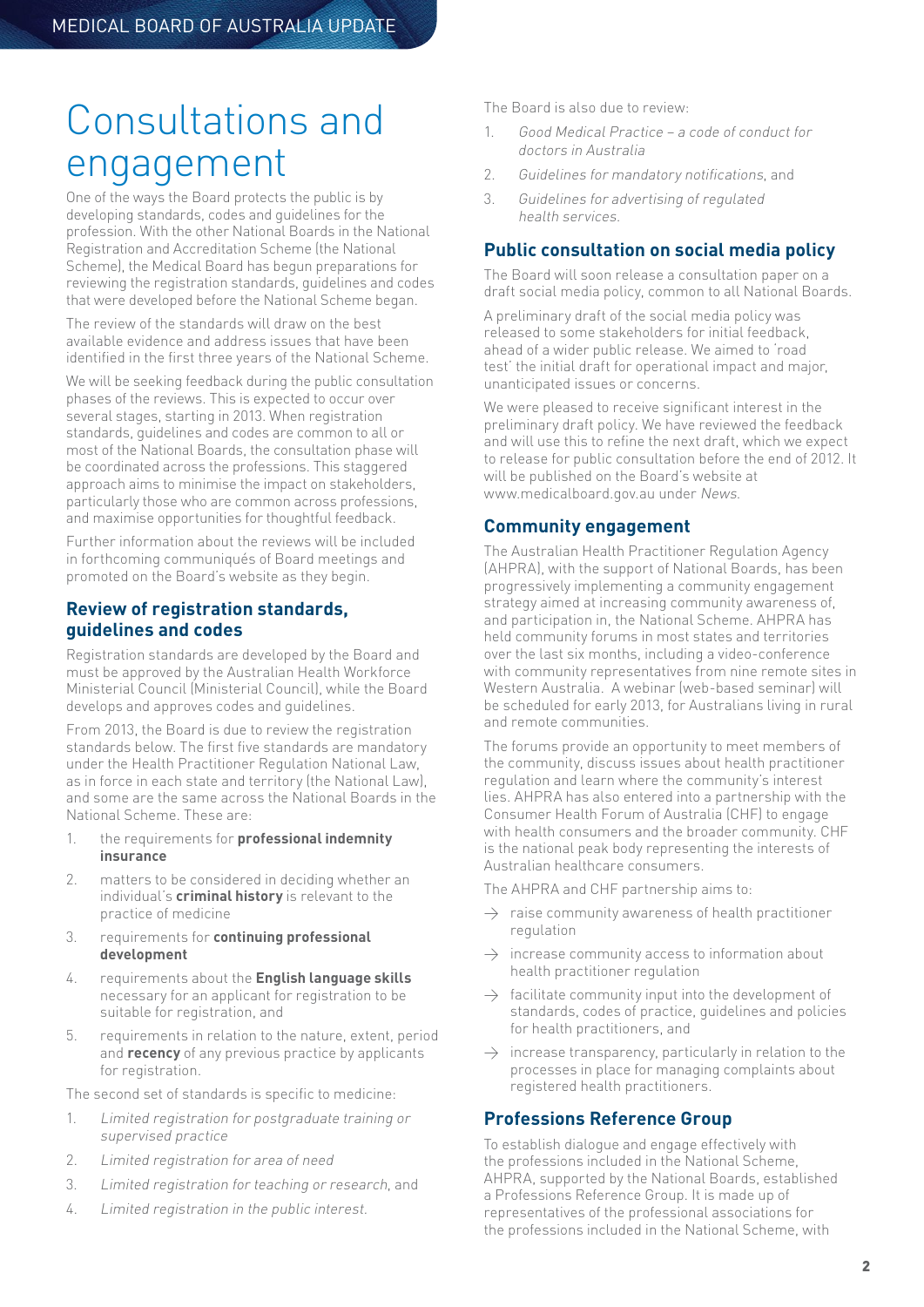# Consultations and engagement

One of the ways the Board protects the public is by developing standards, codes and guidelines for the profession. With the other National Boards in the National Registration and Accreditation Scheme (the National Scheme), the Medical Board has begun preparations for reviewing the registration standards, guidelines and codes that were developed before the National Scheme began.

The review of the standards will draw on the best available evidence and address issues that have been identified in the first three years of the National Scheme.

We will be seeking feedback during the public consultation phases of the reviews. This is expected to occur over several stages, starting in 2013. When registration standards, guidelines and codes are common to all or most of the National Boards, the consultation phase will be coordinated across the professions. This staggered approach aims to minimise the impact on stakeholders, particularly those who are common across professions, and maximise opportunities for thoughtful feedback.

Further information about the reviews will be included in forthcoming communiqués of Board meetings and promoted on the Board's website as they begin.

## Review of registration standards, guidelines and codes

Registration standards are developed by the Board and must be approved by the Australian Health Workforce Ministerial Council (Ministerial Council), while the Board develops and approves codes and guidelines.

From 2013, the Board is due to review the registration standards below. The first five standards are mandatory under the Health Practitioner Regulation National Law, as in force in each state and territory (the National Law), and some are the same across the National Boards in the National Scheme. These are:

1. the requirements for **professional indemnity insurance**
2. matters to be considered in deciding whether an individual's **criminal history** is relevant to the practice of medicine
3. requirements for **continuing professional development**
4. requirements about the **English language skills** necessary for an applicant for registration to be suitable for registration, and
5. requirements in relation to the nature, extent, period and **recency** of any previous practice by applicants for registration.

The second set of standards is specific to medicine:

1. *Limited registration for postgraduate training or supervised practice*
2. *Limited registration for area of need*
3. *Limited registration for teaching or research*, and
4. *Limited registration in the public interest.*

The Board is also due to review:

1. *Good Medical Practice – a code of conduct for doctors in Australia*
2. *Guidelines for mandatory notifications*, and
3. *Guidelines for advertising of regulated health services.*

## Public consultation on social media policy

The Board will soon release a consultation paper on a draft social media policy, common to all National Boards.

A preliminary draft of the social media policy was released to some stakeholders for initial feedback, ahead of a wider public release. We aimed to 'road test' the initial draft for operational impact and major, unanticipated issues or concerns.

We were pleased to receive significant interest in the preliminary draft policy. We have reviewed the feedback and will use this to refine the next draft, which we expect to release for public consultation before the end of 2012. It will be published on the Board's website at www.medicalboard.gov.au under *News*.

## Community engagement

The Australian Health Practitioner Regulation Agency (AHPRA), with the support of National Boards, has been progressively implementing a community engagement strategy aimed at increasing community awareness of, and participation in, the National Scheme. AHPRA has held community forums in most states and territories over the last six months, including a video-conference with community representatives from nine remote sites in Western Australia. A webinar (web-based seminar) will be scheduled for early 2013, for Australians living in rural and remote communities.

The forums provide an opportunity to meet members of the community, discuss issues about health practitioner regulation and learn where the community's interest lies. AHPRA has also entered into a partnership with the Consumer Health Forum of Australia (CHF) to engage with health consumers and the broader community. CHF is the national peak body representing the interests of Australian healthcare consumers.

The AHPRA and CHF partnership aims to:

- raise community awareness of health practitioner regulation
- increase community access to information about health practitioner regulation
- facilitate community input into the development of standards, codes of practice, guidelines and policies for health practitioners, and
- increase transparency, particularly in relation to the processes in place for managing complaints about registered health practitioners.

## Professions Reference Group

To establish dialogue and engage effectively with the professions included in the National Scheme, AHPRA, supported by the National Boards, established a Professions Reference Group. It is made up of representatives of the professional associations for the professions included in the National Scheme, with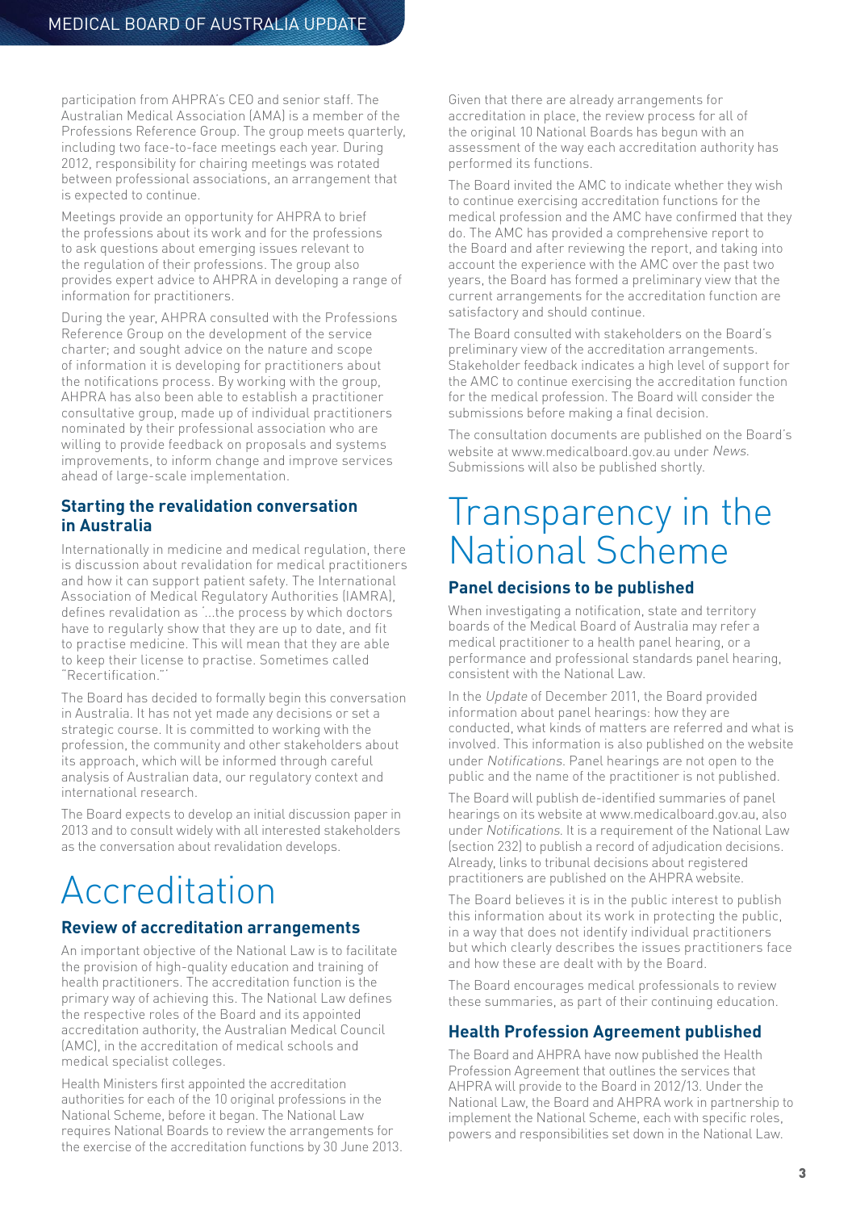participation from AHPRA's CEO and senior staff. The Australian Medical Association (AMA) is a member of the Professions Reference Group. The group meets quarterly, including two face-to-face meetings each year. During 2012, responsibility for chairing meetings was rotated between professional associations, an arrangement that is expected to continue.

Meetings provide an opportunity for AHPRA to brief the professions about its work and for the professions to ask questions about emerging issues relevant to the regulation of their professions. The group also provides expert advice to AHPRA in developing a range of information for practitioners.

During the year, AHPRA consulted with the Professions Reference Group on the development of the service charter; and sought advice on the nature and scope of information it is developing for practitioners about the notifications process. By working with the group, AHPRA has also been able to establish a practitioner consultative group, made up of individual practitioners nominated by their professional association who are willing to provide feedback on proposals and systems improvements, to inform change and improve services ahead of large-scale implementation.

### Starting the revalidation conversation in Australia

Internationally in medicine and medical regulation, there is discussion about revalidation for medical practitioners and how it can support patient safety. The International Association of Medical Regulatory Authorities (IAMRA), defines revalidation as '...the process by which doctors have to regularly show that they are up to date, and fit to practise medicine. This will mean that they are able to keep their license to practise. Sometimes called "Recertification."'

The Board has decided to formally begin this conversation in Australia. It has not yet made any decisions or set a strategic course. It is committed to working with the profession, the community and other stakeholders about its approach, which will be informed through careful analysis of Australian data, our regulatory context and international research.

The Board expects to develop an initial discussion paper in 2013 and to consult widely with all interested stakeholders as the conversation about revalidation develops.

## Accreditation

### Review of accreditation arrangements

An important objective of the National Law is to facilitate the provision of high-quality education and training of health practitioners. The accreditation function is the primary way of achieving this. The National Law defines the respective roles of the Board and its appointed accreditation authority, the Australian Medical Council (AMC), in the accreditation of medical schools and medical specialist colleges.

Health Ministers first appointed the accreditation authorities for each of the 10 original professions in the National Scheme, before it began. The National Law requires National Boards to review the arrangements for the exercise of the accreditation functions by 30 June 2013.

Given that there are already arrangements for accreditation in place, the review process for all of the original 10 National Boards has begun with an assessment of the way each accreditation authority has performed its functions.

The Board invited the AMC to indicate whether they wish to continue exercising accreditation functions for the medical profession and the AMC have confirmed that they do. The AMC has provided a comprehensive report to the Board and after reviewing the report, and taking into account the experience with the AMC over the past two years, the Board has formed a preliminary view that the current arrangements for the accreditation function are satisfactory and should continue.

The Board consulted with stakeholders on the Board's preliminary view of the accreditation arrangements. Stakeholder feedback indicates a high level of support for the AMC to continue exercising the accreditation function for the medical profession. The Board will consider the submissions before making a final decision.

The consultation documents are published on the Board's website at www.medicalboard.gov.au under *News*. Submissions will also be published shortly.

## Transparency in the National Scheme

### Panel decisions to be published

When investigating a notification, state and territory boards of the Medical Board of Australia may refer a medical practitioner to a health panel hearing, or a performance and professional standards panel hearing, consistent with the National Law.

In the *Update* of December 2011, the Board provided information about panel hearings: how they are conducted, what kinds of matters are referred and what is involved. This information is also published on the website under *Notifications*. Panel hearings are not open to the public and the name of the practitioner is not published.

The Board will publish de-identified summaries of panel hearings on its website at www.medicalboard.gov.au, also under *Notifications*. It is a requirement of the National Law (section 232) to publish a record of adjudication decisions. Already, links to tribunal decisions about registered practitioners are published on the AHPRA website.

The Board believes it is in the public interest to publish this information about its work in protecting the public, in a way that does not identify individual practitioners but which clearly describes the issues practitioners face and how these are dealt with by the Board.

The Board encourages medical professionals to review these summaries, as part of their continuing education.

### Health Profession Agreement published

The Board and AHPRA have now published the Health Profession Agreement that outlines the services that AHPRA will provide to the Board in 2012/13. Under the National Law, the Board and AHPRA work in partnership to implement the National Scheme, each with specific roles, powers and responsibilities set down in the National Law.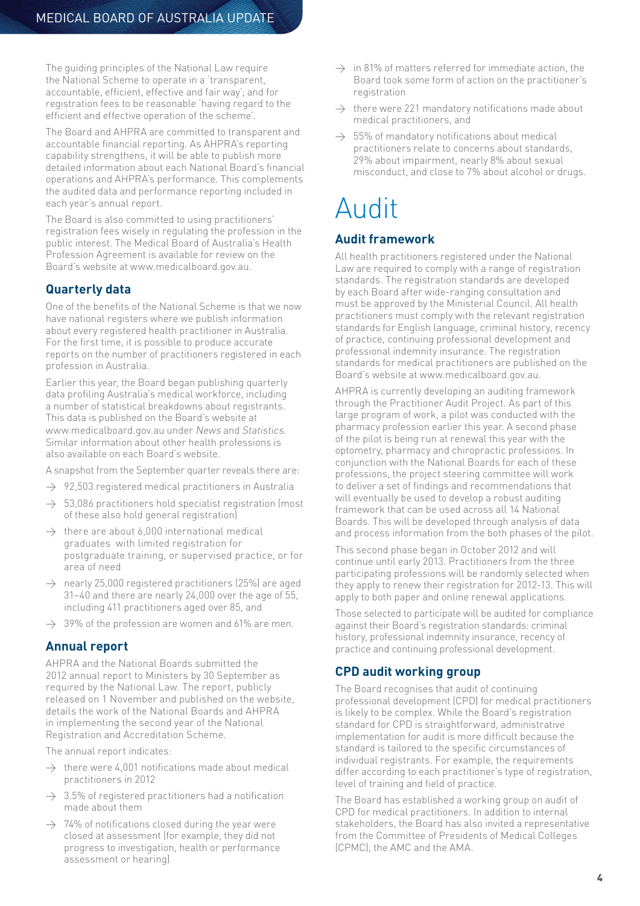The guiding principles of the National Law require the National Scheme to operate in a 'transparent, accountable, efficient, effective and fair way'; and for registration fees to be reasonable 'having regard to the efficient and effective operation of the scheme'.

The Board and AHPRA are committed to transparent and accountable financial reporting. As AHPRA's reporting capability strengthens, it will be able to publish more detailed information about each National Board's financial operations and AHPRA's performance. This complements the audited data and performance reporting included in each year's annual report.

The Board is also committed to using practitioners' registration fees wisely in regulating the profession in the public interest. The Medical Board of Australia's Health Profession Agreement is available for review on the Board's website at www.medicalboard.gov.au.

### Quarterly data

One of the benefits of the National Scheme is that we now have national registers where we publish information about every registered health practitioner in Australia. For the first time, it is possible to produce accurate reports on the number of practitioners registered in each profession in Australia.

Earlier this year, the Board began publishing quarterly data profiling Australia's medical workforce, including a number of statistical breakdowns about registrants. This data is published on the Board's website at www.medicalboard.gov.au under *News* and *Statistics*. Similar information about other health professions is also available on each Board's website.

A snapshot from the September quarter reveals there are:

- 92,503 registered medical practitioners in Australia
- 53,086 practitioners hold specialist registration (most of these also hold general registration)
- there are about 6,000 international medical graduates with limited registration for postgraduate training, or supervised practice, or for area of need
- nearly 25,000 registered practitioners (25%) are aged 31–40 and there are nearly 24,000 over the age of 55, including 411 practitioners aged over 85, and
- 39% of the profession are women and 61% are men.

### Annual report

AHPRA and the National Boards submitted the 2012 annual report to Ministers by 30 September as required by the National Law. The report, publicly released on 1 November and published on the website, details the work of the National Boards and AHPRA in implementing the second year of the National Registration and Accreditation Scheme.

The annual report indicates:

- there were 4,001 notifications made about medical practitioners in 2012
- 3.5% of registered practitioners had a notification made about them
- 74% of notifications closed during the year were closed at assessment (for example, they did not progress to investigation, health or performance assessment or hearing)
- in 81% of matters referred for immediate action, the Board took some form of action on the practitioner's registration
- there were 221 mandatory notifications made about medical practitioners, and
- 55% of mandatory notifications about medical practitioners relate to concerns about standards, 29% about impairment, nearly 8% about sexual misconduct, and close to 7% about alcohol or drugs.

# Audit

### Audit framework

All health practitioners registered under the National Law are required to comply with a range of registration standards. The registration standards are developed by each Board after wide-ranging consultation and must be approved by the Ministerial Council. All health practitioners must comply with the relevant registration standards for English language, criminal history, recency of practice, continuing professional development and professional indemnity insurance. The registration standards for medical practitioners are published on the Board's website at www.medicalboard.gov.au.

AHPRA is currently developing an auditing framework through the Practitioner Audit Project. As part of this large program of work, a pilot was conducted with the pharmacy profession earlier this year. A second phase of the pilot is being run at renewal this year with the optometry, pharmacy and chiropractic professions. In conjunction with the National Boards for each of these professions, the project steering committee will work to deliver a set of findings and recommendations that will eventually be used to develop a robust auditing framework that can be used across all 14 National Boards. This will be developed through analysis of data and process information from the both phases of the pilot.

This second phase began in October 2012 and will continue until early 2013. Practitioners from the three participating professions will be randomly selected when they apply to renew their registration for 2012-13. This will apply to both paper and online renewal applications.

Those selected to participate will be audited for compliance against their Board's registration standards: criminal history, professional indemnity insurance, recency of practice and continuing professional development.

### CPD audit working group

The Board recognises that audit of continuing professional development (CPD) for medical practitioners is likely to be complex. While the Board's registration standard for CPD is straightforward, administrative implementation for audit is more difficult because the standard is tailored to the specific circumstances of individual registrants. For example, the requirements differ according to each practitioner's type of registration, level of training and field of practice.

The Board has established a working group on audit of CPD for medical practitioners. In addition to internal stakeholders, the Board has also invited a representative from the Committee of Presidents of Medical Colleges (CPMC), the AMC and the AMA.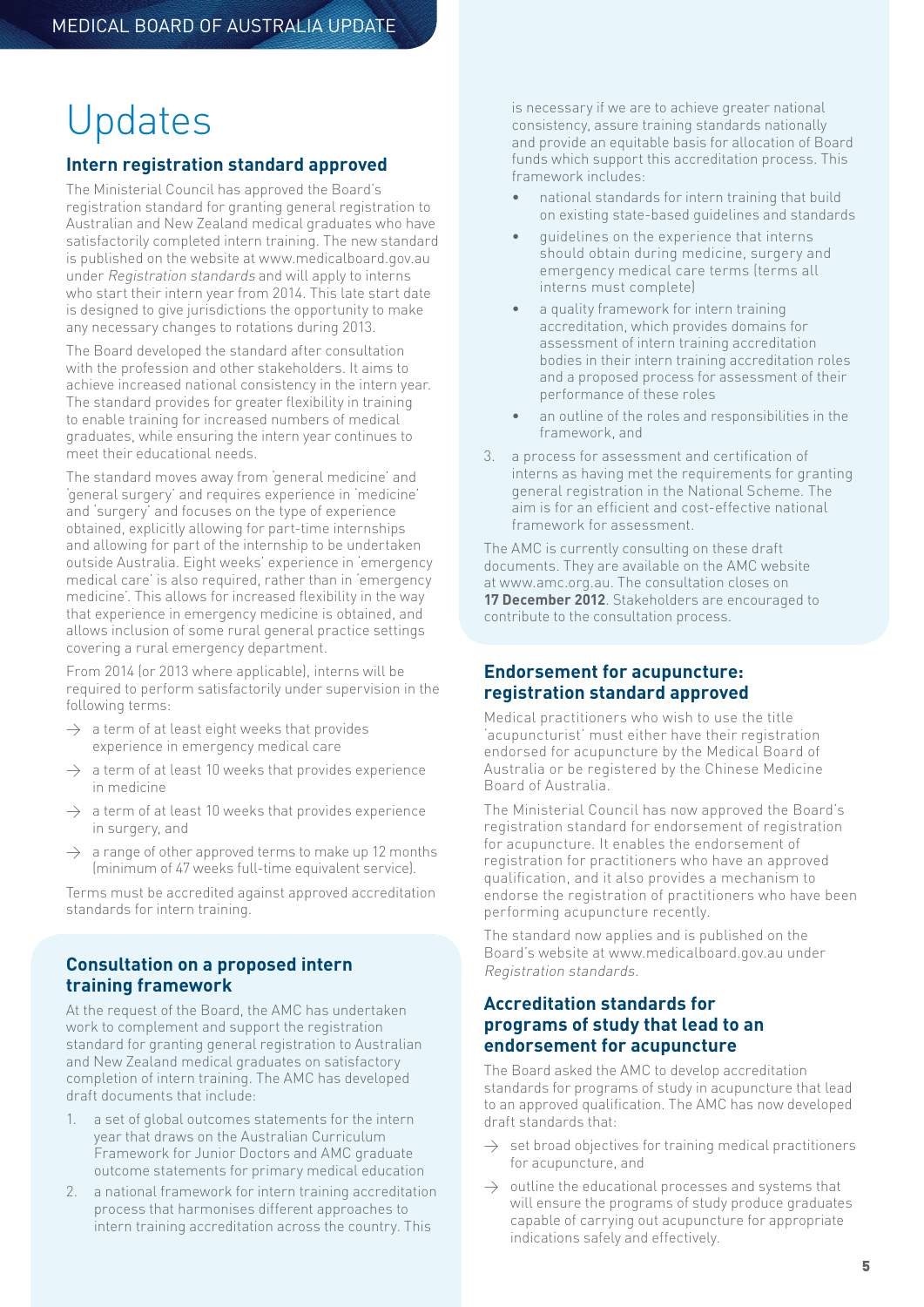# Updates

## Intern registration standard approved

The Ministerial Council has approved the Board's registration standard for granting general registration to Australian and New Zealand medical graduates who have satisfactorily completed intern training. The new standard is published on the website at www.medicalboard.gov.au under *Registration standards* and will apply to interns who start their intern year from 2014. This late start date is designed to give jurisdictions the opportunity to make any necessary changes to rotations during 2013.

The Board developed the standard after consultation with the profession and other stakeholders. It aims to achieve increased national consistency in the intern year. The standard provides for greater flexibility in training to enable training for increased numbers of medical graduates, while ensuring the intern year continues to meet their educational needs.

The standard moves away from 'general medicine' and 'general surgery' and requires experience in 'medicine' and 'surgery' and focuses on the type of experience obtained, explicitly allowing for part-time internships and allowing for part of the internship to be undertaken outside Australia. Eight weeks' experience in 'emergency medical care' is also required, rather than in 'emergency medicine'. This allows for increased flexibility in the way that experience in emergency medicine is obtained, and allows inclusion of some rural general practice settings covering a rural emergency department.

From 2014 (or 2013 where applicable), interns will be required to perform satisfactorily under supervision in the following terms:

- a term of at least eight weeks that provides experience in emergency medical care
- a term of at least 10 weeks that provides experience in medicine
- a term of at least 10 weeks that provides experience in surgery, and
- a range of other approved terms to make up 12 months (minimum of 47 weeks full-time equivalent service).

Terms must be accredited against approved accreditation standards for intern training.

## Consultation on a proposed intern training framework

At the request of the Board, the AMC has undertaken work to complement and support the registration standard for granting general registration to Australian and New Zealand medical graduates on satisfactory completion of intern training. The AMC has developed draft documents that include:

1. a set of global outcomes statements for the intern year that draws on the Australian Curriculum Framework for Junior Doctors and AMC graduate outcome statements for primary medical education
2. a national framework for intern training accreditation process that harmonises different approaches to intern training accreditation across the country. This is necessary if we are to achieve greater national consistency, assure training standards nationally and provide an equitable basis for allocation of Board funds which support this accreditation process. This framework includes:
    - national standards for intern training that build on existing state-based guidelines and standards
    - guidelines on the experience that interns should obtain during medicine, surgery and emergency medical care terms (terms all interns must complete)
    - a quality framework for intern training accreditation, which provides domains for assessment of intern training accreditation bodies in their intern training accreditation roles and a proposed process for assessment of their performance of these roles
    - an outline of the roles and responsibilities in the framework, and
3. a process for assessment and certification of interns as having met the requirements for granting general registration in the National Scheme. The aim is for an efficient and cost-effective national framework for assessment.

The AMC is currently consulting on these draft documents. They are available on the AMC website at www.amc.org.au. The consultation closes on **17 December 2012**. Stakeholders are encouraged to contribute to the consultation process.

## Endorsement for acupuncture: registration standard approved

Medical practitioners who wish to use the title 'acupuncturist' must either have their registration endorsed for acupuncture by the Medical Board of Australia or be registered by the Chinese Medicine Board of Australia.

The Ministerial Council has now approved the Board's registration standard for endorsement of registration for acupuncture. It enables the endorsement of registration for practitioners who have an approved qualification, and it also provides a mechanism to endorse the registration of practitioners who have been performing acupuncture recently.

The standard now applies and is published on the Board's website at www.medicalboard.gov.au under *Registration standards*.

## Accreditation standards for programs of study that lead to an endorsement for acupuncture

The Board asked the AMC to develop accreditation standards for programs of study in acupuncture that lead to an approved qualification. The AMC has now developed draft standards that:

- set broad objectives for training medical practitioners for acupuncture, and
- outline the educational processes and systems that will ensure the programs of study produce graduates capable of carrying out acupuncture for appropriate indications safely and effectively.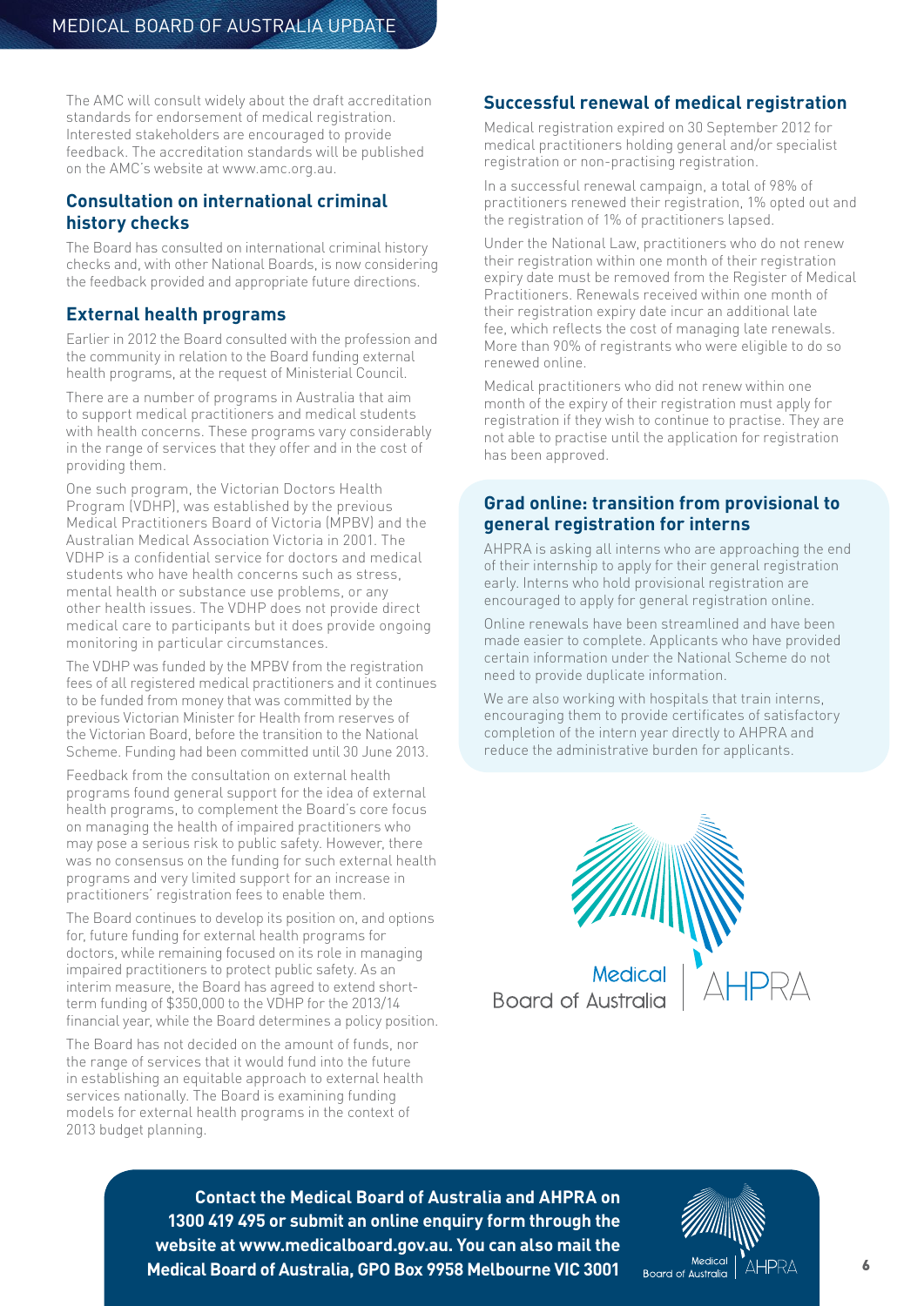The AMC will consult widely about the draft accreditation standards for endorsement of medical registration. Interested stakeholders are encouraged to provide feedback. The accreditation standards will be published on the AMC's website at www.amc.org.au.

## Consultation on international criminal history checks

The Board has consulted on international criminal history checks and, with other National Boards, is now considering the feedback provided and appropriate future directions.

## External health programs

Earlier in 2012 the Board consulted with the profession and the community in relation to the Board funding external health programs, at the request of Ministerial Council.

There are a number of programs in Australia that aim to support medical practitioners and medical students with health concerns. These programs vary considerably in the range of services that they offer and in the cost of providing them.

One such program, the Victorian Doctors Health Program (VDHP), was established by the previous Medical Practitioners Board of Victoria (MPBV) and the Australian Medical Association Victoria in 2001. The VDHP is a confidential service for doctors and medical students who have health concerns such as stress, mental health or substance use problems, or any other health issues. The VDHP does not provide direct medical care to participants but it does provide ongoing monitoring in particular circumstances.

The VDHP was funded by the MPBV from the registration fees of all registered medical practitioners and it continues to be funded from money that was committed by the previous Victorian Minister for Health from reserves of the Victorian Board, before the transition to the National Scheme. Funding had been committed until 30 June 2013.

Feedback from the consultation on external health programs found general support for the idea of external health programs, to complement the Board's core focus on managing the health of impaired practitioners who may pose a serious risk to public safety. However, there was no consensus on the funding for such external health programs and very limited support for an increase in practitioners' registration fees to enable them.

The Board continues to develop its position on, and options for, future funding for external health programs for doctors, while remaining focused on its role in managing impaired practitioners to protect public safety. As an interim measure, the Board has agreed to extend short-term funding of $350,000 to the VDHP for the 2013/14 financial year, while the Board determines a policy position.

The Board has not decided on the amount of funds, nor the range of services that it would fund into the future in establishing an equitable approach to external health services nationally. The Board is examining funding models for external health programs in the context of 2013 budget planning.

## Successful renewal of medical registration

Medical registration expired on 30 September 2012 for medical practitioners holding general and/or specialist registration or non-practising registration.

In a successful renewal campaign, a total of 98% of practitioners renewed their registration, 1% opted out and the registration of 1% of practitioners lapsed.

Under the National Law, practitioners who do not renew their registration within one month of their registration expiry date must be removed from the Register of Medical Practitioners. Renewals received within one month of their registration expiry date incur an additional late fee, which reflects the cost of managing late renewals. More than 90% of registrants who were eligible to do so renewed online.

Medical practitioners who did not renew within one month of the expiry of their registration must apply for registration if they wish to continue to practise. They are not able to practise until the application for registration has been approved.

## Grad online: transition from provisional to general registration for interns

AHPRA is asking all interns who are approaching the end of their internship to apply for their general registration early. Interns who hold provisional registration are encouraged to apply for general registration online.

Online renewals have been streamlined and have been made easier to complete. Applicants who have provided certain information under the National Scheme do not need to provide duplicate information.

We are also working with hospitals that train interns, encouraging them to provide certificates of satisfactory completion of the intern year directly to AHPRA and reduce the administrative burden for applicants.

Medical Board of Australia | AHPRA

**Contact the Medical Board of Australia and AHPRA on 1300 419 495 or submit an online enquiry form through the website at www.medicalboard.gov.au. You can also mail the Medical Board of Australia, GPO Box 9958 Melbourne VIC 3001**